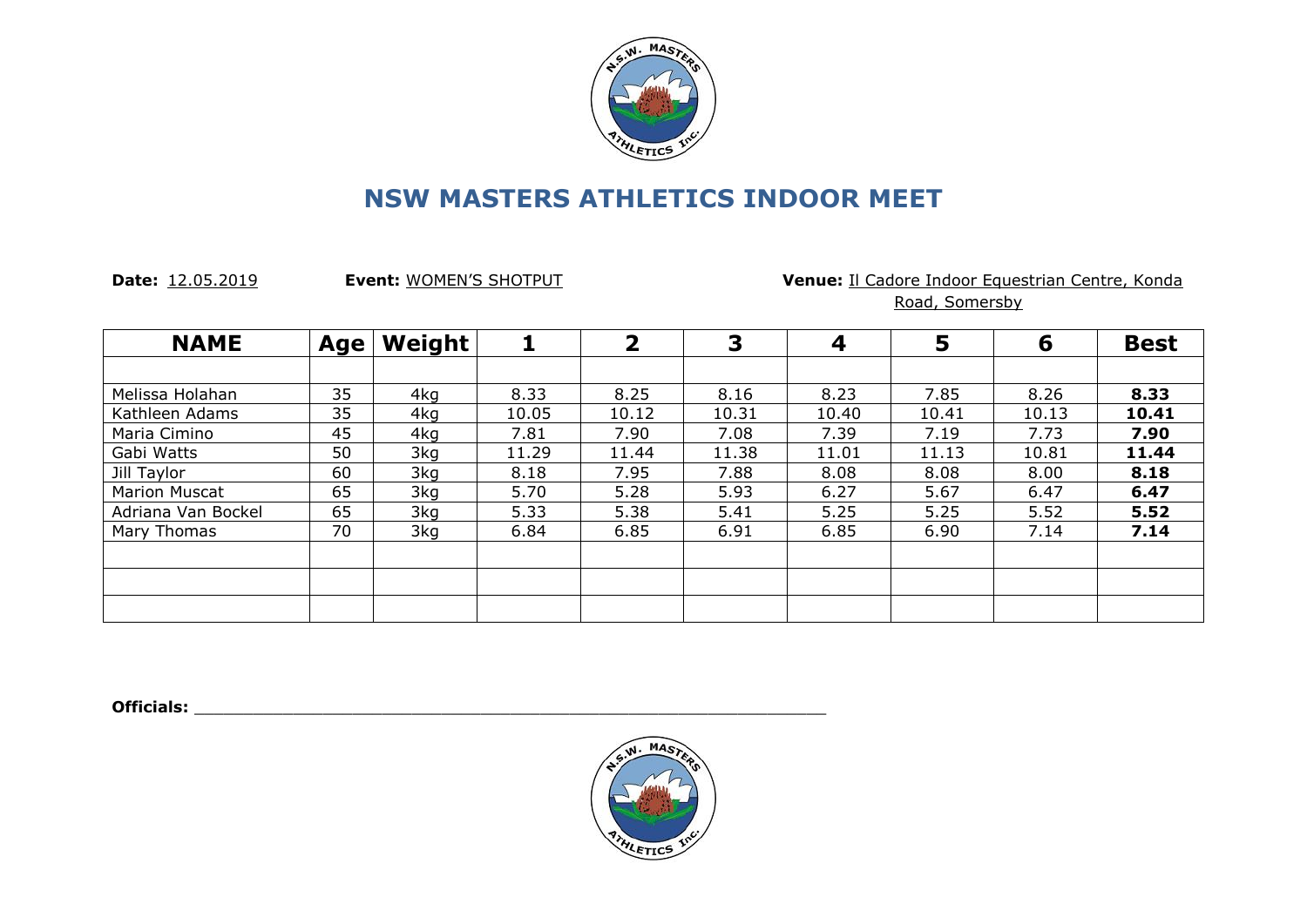# NSW MASTERS ATHLETICS INDOOR MEET

**Date:** 12.05.2019 **Event:** WOMEN'S SHOTPUT **Venue:** Il Cadore Indoor Equestrian Centre, Konda Road, Somersby

| NAME | Age | Weight | 1 | 2 | 3 | 4 | 5 | 6 | Best |
|---|---|---|---|---|---|---|---|---|---|
| | | | | | | | | | |
| Melissa Holahan | 35 | 4kg | 8.33 | 8.25 | 8.16 | 8.23 | 7.85 | 8.26 | **8.33** |
| Kathleen Adams | 35 | 4kg | 10.05 | 10.12 | 10.31 | 10.40 | 10.41 | 10.13 | **10.41** |
| Maria Cimino | 45 | 4kg | 7.81 | 7.90 | 7.08 | 7.39 | 7.19 | 7.73 | **7.90** |
| Gabi Watts | 50 | 3kg | 11.29 | 11.44 | 11.38 | 11.01 | 11.13 | 10.81 | **11.44** |
| Jill Taylor | 60 | 3kg | 8.18 | 7.95 | 7.88 | 8.08 | 8.08 | 8.00 | **8.18** |
| Marion Muscat | 65 | 3kg | 5.70 | 5.28 | 5.93 | 6.27 | 5.67 | 6.47 | **6.47** |
| Adriana Van Bockel | 65 | 3kg | 5.33 | 5.38 | 5.41 | 5.25 | 5.25 | 5.52 | **5.52** |
| Mary Thomas | 70 | 3kg | 6.84 | 6.85 | 6.91 | 6.85 | 6.90 | 7.14 | **7.14** |
| | | | | | | | | | |
| | | | | | | | | | |
| | | | | | | | | | |

**Officials:** ____________________________________________________________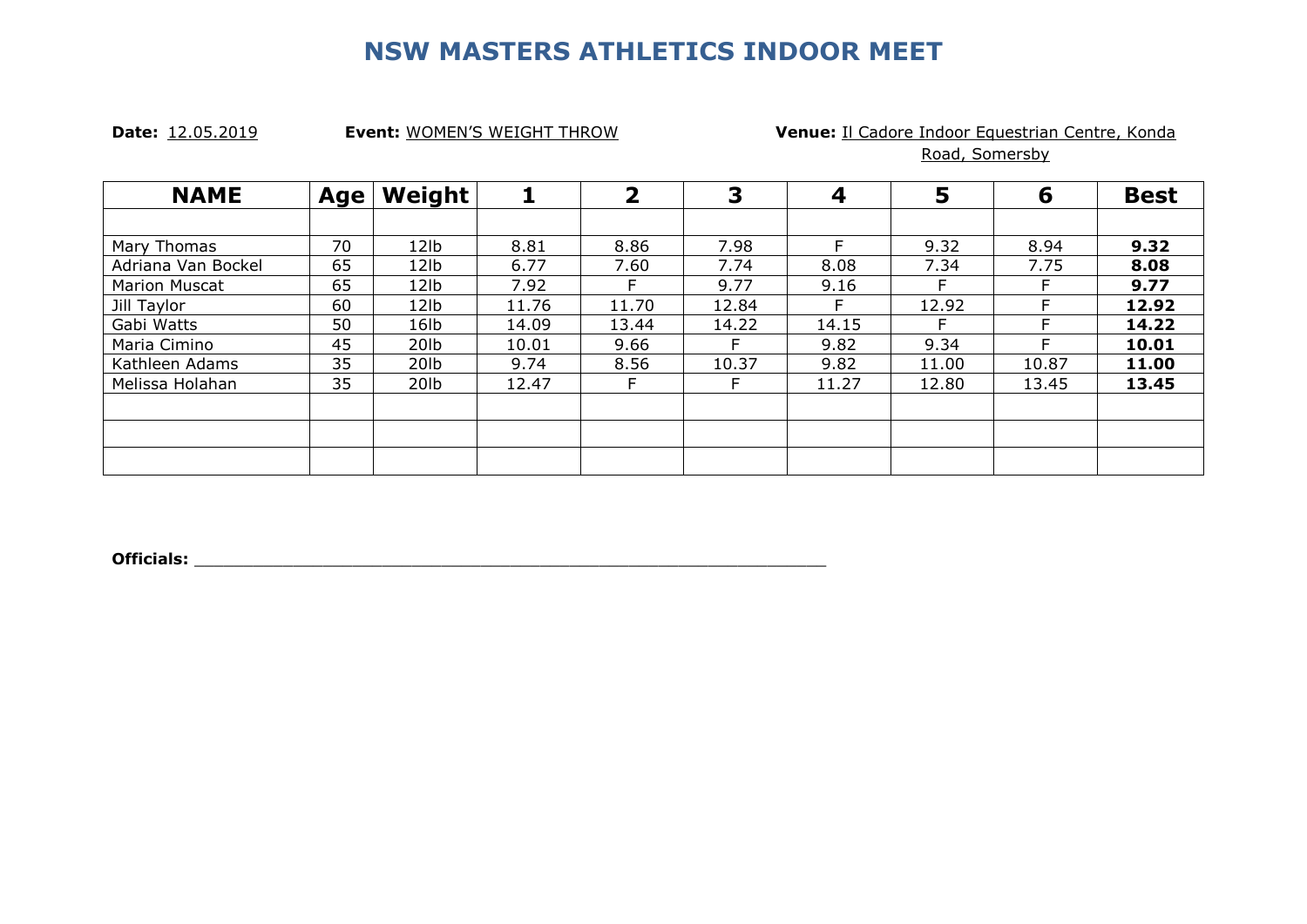# NSW MASTERS ATHLETICS INDOOR MEET

**Date:** 12.05.2019 **Event:** WOMEN'S WEIGHT THROW **Venue:** Il Cadore Indoor Equestrian Centre, Konda Road, Somersby

| NAME | Age | Weight | 1 | 2 | 3 | 4 | 5 | 6 | Best |
|---|---|---|---|---|---|---|---|---|---|
| | | | | | | | | | |
| Mary Thomas | 70 | 12lb | 8.81 | 8.86 | 7.98 | F | 9.32 | 8.94 | **9.32** |
| Adriana Van Bockel | 65 | 12lb | 6.77 | 7.60 | 7.74 | 8.08 | 7.34 | 7.75 | **8.08** |
| Marion Muscat | 65 | 12lb | 7.92 | F | 9.77 | 9.16 | F | F | **9.77** |
| Jill Taylor | 60 | 12lb | 11.76 | 11.70 | 12.84 | F | 12.92 | F | **12.92** |
| Gabi Watts | 50 | 16lb | 14.09 | 13.44 | 14.22 | 14.15 | F | F | **14.22** |
| Maria Cimino | 45 | 20lb | 10.01 | 9.66 | F | 9.82 | 9.34 | F | **10.01** |
| Kathleen Adams | 35 | 20lb | 9.74 | 8.56 | 10.37 | 9.82 | 11.00 | 10.87 | **11.00** |
| Melissa Holahan | 35 | 20lb | 12.47 | F | F | 11.27 | 12.80 | 13.45 | **13.45** |
| | | | | | | | | | |
| | | | | | | | | | |
| | | | | | | | | | |

**Officials:** ___________________________________________________________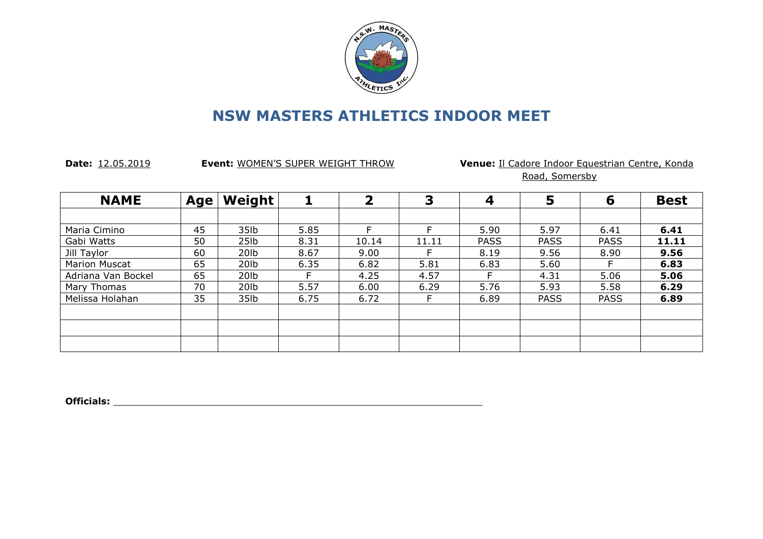# NSW MASTERS ATHLETICS INDOOR MEET

**Date:** 12.05.2019 **Event:** WOMEN'S SUPER WEIGHT THROW **Venue:** Il Cadore Indoor Equestrian Centre, Konda Road, Somersby

| NAME | Age | Weight | 1 | 2 | 3 | 4 | 5 | 6 | Best |
|---|---|---|---|---|---|---|---|---|---|
| | | | | | | | | | |
| Maria Cimino | 45 | 35lb | 5.85 | F | F | 5.90 | 5.97 | 6.41 | **6.41** |
| Gabi Watts | 50 | 25lb | 8.31 | 10.14 | 11.11 | PASS | PASS | PASS | **11.11** |
| Jill Taylor | 60 | 20lb | 8.67 | 9.00 | F | 8.19 | 9.56 | 8.90 | **9.56** |
| Marion Muscat | 65 | 20lb | 6.35 | 6.82 | 5.81 | 6.83 | 5.60 | F | **6.83** |
| Adriana Van Bockel | 65 | 20lb | F | 4.25 | 4.57 | F | 4.31 | 5.06 | **5.06** |
| Mary Thomas | 70 | 20lb | 5.57 | 6.00 | 6.29 | 5.76 | 5.93 | 5.58 | **6.29** |
| Melissa Holahan | 35 | 35lb | 6.75 | 6.72 | F | 6.89 | PASS | PASS | **6.89** |
| | | | | | | | | | |
| | | | | | | | | | |
| | | | | | | | | | |

**Officials:** ______________________________________________________________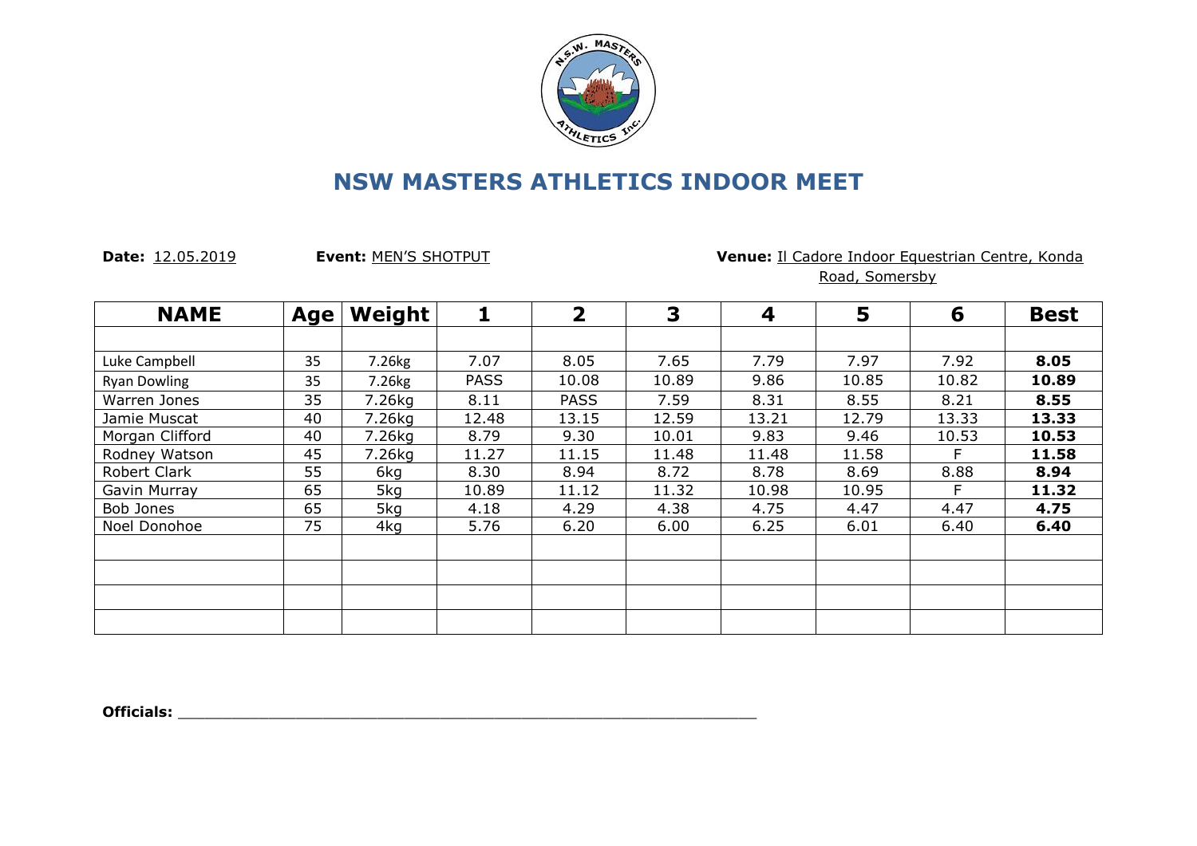# NSW MASTERS ATHLETICS INDOOR MEET

**Date:** 12.05.2019 **Event:** MEN'S SHOTPUT **Venue:** Il Cadore Indoor Equestrian Centre, Konda Road, Somersby

| NAME | Age | Weight | 1 | 2 | 3 | 4 | 5 | 6 | Best |
|---|---|---|---|---|---|---|---|---|---|
| | | | | | | | | | |
| Luke Campbell | 35 | 7.26kg | 7.07 | 8.05 | 7.65 | 7.79 | 7.97 | 7.92 | **8.05** |
| Ryan Dowling | 35 | 7.26kg | PASS | 10.08 | 10.89 | 9.86 | 10.85 | 10.82 | **10.89** |
| Warren Jones | 35 | 7.26kg | 8.11 | PASS | 7.59 | 8.31 | 8.55 | 8.21 | **8.55** |
| Jamie Muscat | 40 | 7.26kg | 12.48 | 13.15 | 12.59 | 13.21 | 12.79 | 13.33 | **13.33** |
| Morgan Clifford | 40 | 7.26kg | 8.79 | 9.30 | 10.01 | 9.83 | 9.46 | 10.53 | **10.53** |
| Rodney Watson | 45 | 7.26kg | 11.27 | 11.15 | 11.48 | 11.48 | 11.58 | F | **11.58** |
| Robert Clark | 55 | 6kg | 8.30 | 8.94 | 8.72 | 8.78 | 8.69 | 8.88 | **8.94** |
| Gavin Murray | 65 | 5kg | 10.89 | 11.12 | 11.32 | 10.98 | 10.95 | F | **11.32** |
| Bob Jones | 65 | 5kg | 4.18 | 4.29 | 4.38 | 4.75 | 4.47 | 4.47 | **4.75** |
| Noel Donohoe | 75 | 4kg | 5.76 | 6.20 | 6.00 | 6.25 | 6.01 | 6.40 | **6.40** |
| | | | | | | | | | |
| | | | | | | | | | |
| | | | | | | | | | |
| | | | | | | | | | |

**Officials:** ____________________________________________________________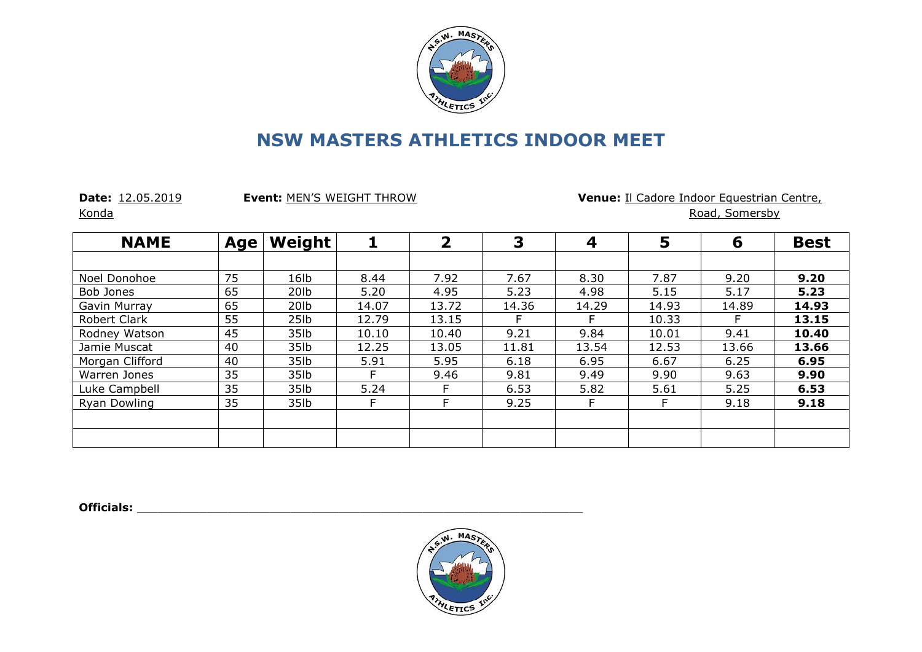# NSW MASTERS ATHLETICS INDOOR MEET

**Date:** 12.05.2019 **Event:** MEN'S WEIGHT THROW **Venue:** Il Cadore Indoor Equestrian Centre, Konda Road, Somersby

| NAME | Age | Weight | 1 | 2 | 3 | 4 | 5 | 6 | Best |
|---|---|---|---|---|---|---|---|---|---|
| | | | | | | | | | |
| Noel Donohoe | 75 | 16lb | 8.44 | 7.92 | 7.67 | 8.30 | 7.87 | 9.20 | **9.20** |
| Bob Jones | 65 | 20lb | 5.20 | 4.95 | 5.23 | 4.98 | 5.15 | 5.17 | **5.23** |
| Gavin Murray | 65 | 20lb | 14.07 | 13.72 | 14.36 | 14.29 | 14.93 | 14.89 | **14.93** |
| Robert Clark | 55 | 25lb | 12.79 | 13.15 | F | F | 10.33 | F | **13.15** |
| Rodney Watson | 45 | 35lb | 10.10 | 10.40 | 9.21 | 9.84 | 10.01 | 9.41 | **10.40** |
| Jamie Muscat | 40 | 35lb | 12.25 | 13.05 | 11.81 | 13.54 | 12.53 | 13.66 | **13.66** |
| Morgan Clifford | 40 | 35lb | 5.91 | 5.95 | 6.18 | 6.95 | 6.67 | 6.25 | **6.95** |
| Warren Jones | 35 | 35lb | F | 9.46 | 9.81 | 9.49 | 9.90 | 9.63 | **9.90** |
| Luke Campbell | 35 | 35lb | 5.24 | F | 6.53 | 5.82 | 5.61 | 5.25 | **6.53** |
| Ryan Dowling | 35 | 35lb | F | F | 9.25 | F | F | 9.18 | **9.18** |
| | | | | | | | | | |
| | | | | | | | | | |

**Officials:** ____________________________________________________________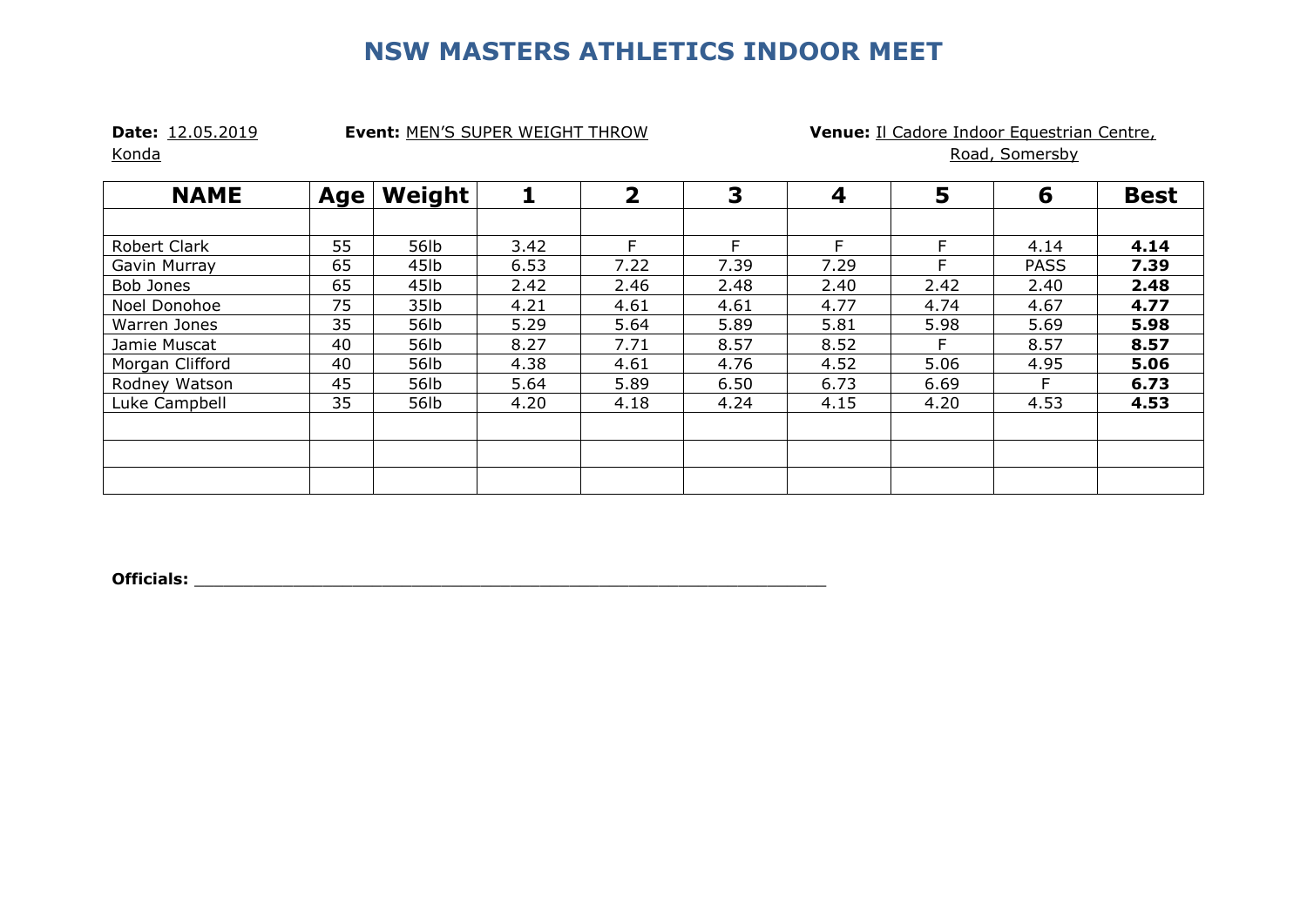# NSW MASTERS ATHLETICS INDOOR MEET

**Date:** 12.05.2019 **Event:** MEN'S SUPER WEIGHT THROW **Venue:** Il Cadore Indoor Equestrian Centre, Konda Road, Somersby

| NAME | Age | Weight | 1 | 2 | 3 | 4 | 5 | 6 | Best |
|---|---|---|---|---|---|---|---|---|---|
| | | | | | | | | | |
| Robert Clark | 55 | 56lb | 3.42 | F | F | F | F | 4.14 | **4.14** |
| Gavin Murray | 65 | 45lb | 6.53 | 7.22 | 7.39 | 7.29 | F | PASS | **7.39** |
| Bob Jones | 65 | 45lb | 2.42 | 2.46 | 2.48 | 2.40 | 2.42 | 2.40 | **2.48** |
| Noel Donohoe | 75 | 35lb | 4.21 | 4.61 | 4.61 | 4.77 | 4.74 | 4.67 | **4.77** |
| Warren Jones | 35 | 56lb | 5.29 | 5.64 | 5.89 | 5.81 | 5.98 | 5.69 | **5.98** |
| Jamie Muscat | 40 | 56lb | 8.27 | 7.71 | 8.57 | 8.52 | F | 8.57 | **8.57** |
| Morgan Clifford | 40 | 56lb | 4.38 | 4.61 | 4.76 | 4.52 | 5.06 | 4.95 | **5.06** |
| Rodney Watson | 45 | 56lb | 5.64 | 5.89 | 6.50 | 6.73 | 6.69 | F | **6.73** |
| Luke Campbell | 35 | 56lb | 4.20 | 4.18 | 4.24 | 4.15 | 4.20 | 4.53 | **4.53** |
| | | | | | | | | | |
| | | | | | | | | | |
| | | | | | | | | | |

**Officials:** ____________________________________________________________